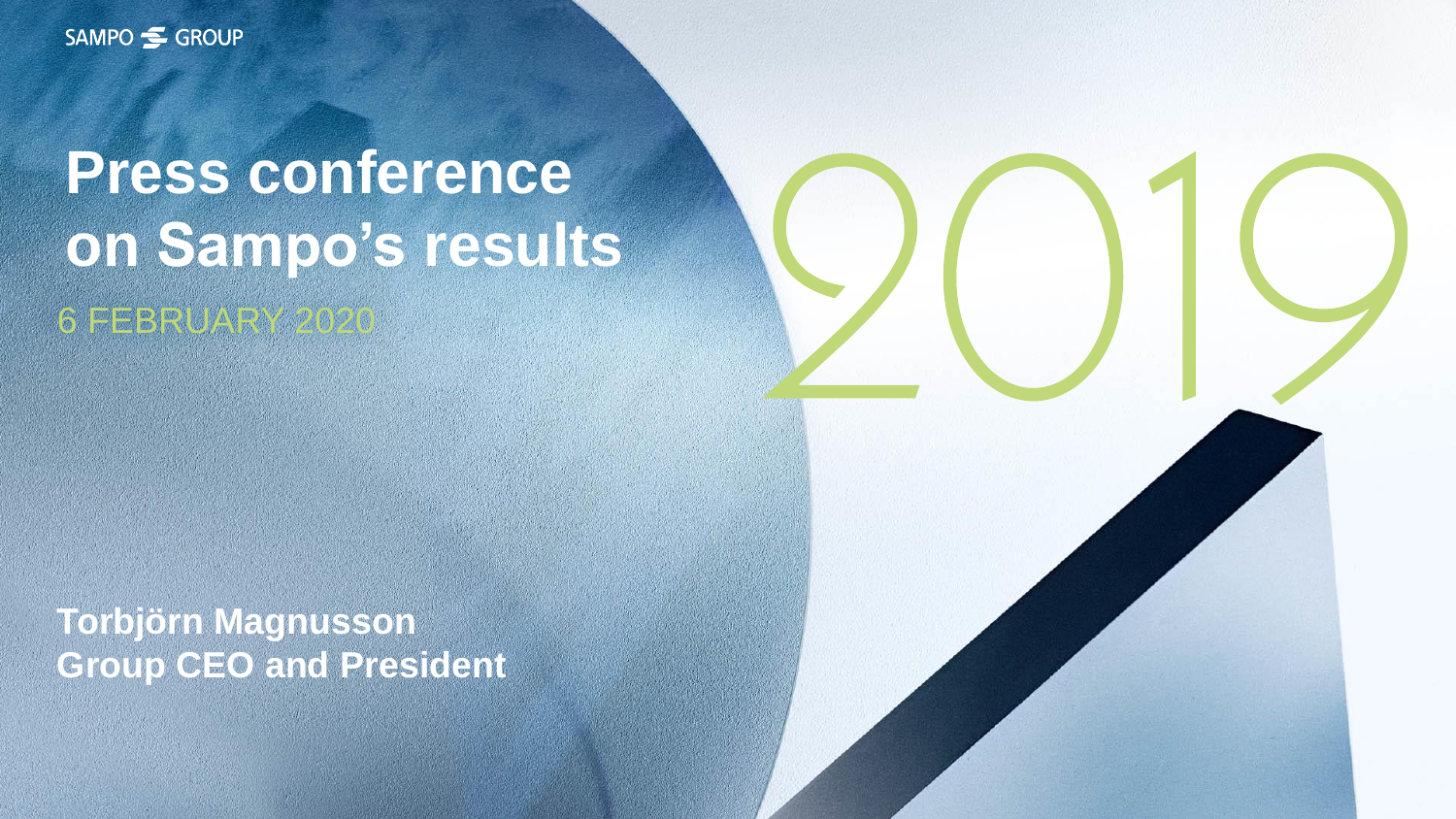SAMPO GROUP

# Press conference on Sampo's results

6 FEBRUARY 2020

2019

**Torbjörn Magnusson**
**Group CEO and President**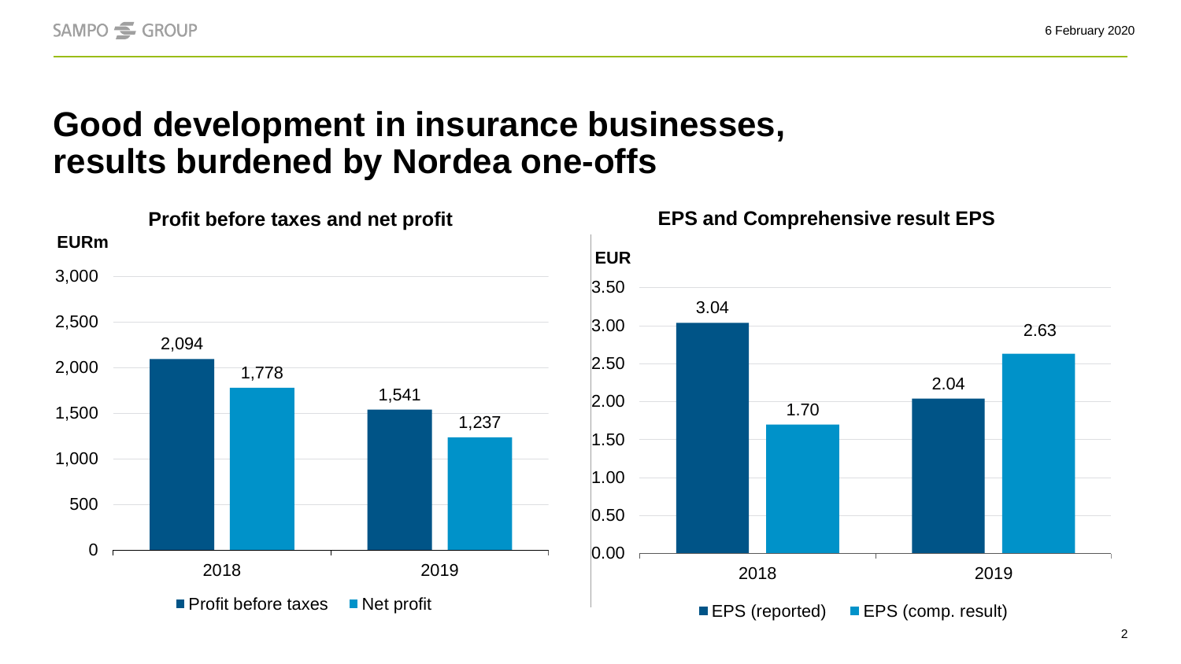# Good development in insurance businesses, results burdened by Nordea one-offs

### Profit before taxes and net profit

EURm

| | Profit before taxes | Net profit |
|---|---|---|
| 2018 | 2,094 | 1,778 |
| 2019 | 1,541 | 1,237 |

### EPS and Comprehensive result EPS

EUR

| | EPS (reported) | EPS (comp. result) |
|---|---|---|
| 2018 | 3.04 | 1.70 |
| 2019 | 2.04 | 2.63 |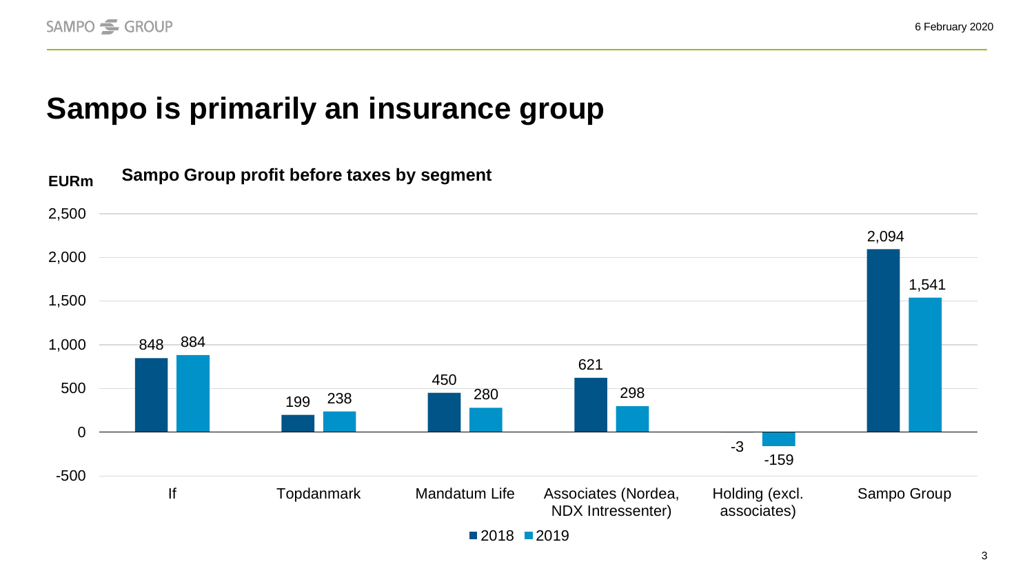# Sampo is primarily an insurance group

**Sampo Group profit before taxes by segment**

EURm

| Segment | 2018 | 2019 |
| --- | --- | --- |
| If | 848 | 884 |
| Topdanmark | 199 | 238 |
| Mandatum Life | 450 | 280 |
| Associates (Nordea, NDX Intressenter) | 621 | 298 |
| Holding (excl. associates) | -3 | -159 |
| Sampo Group | 2,094 | 1,541 |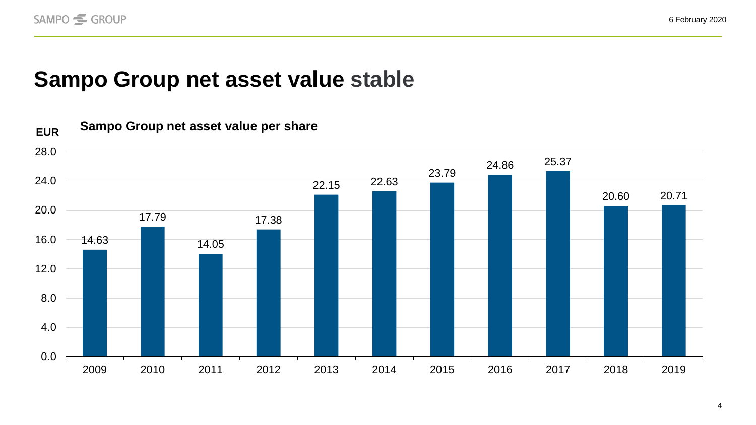# Sampo Group net asset value stable

**Sampo Group net asset value per share**

EUR

| Year | NAV per share (EUR) |
|---|---|
| 2009 | 14.63 |
| 2010 | 17.79 |
| 2011 | 14.05 |
| 2012 | 17.38 |
| 2013 | 22.15 |
| 2014 | 22.63 |
| 2015 | 23.79 |
| 2016 | 24.86 |
| 2017 | 25.37 |
| 2018 | 20.60 |
| 2019 | 20.71 |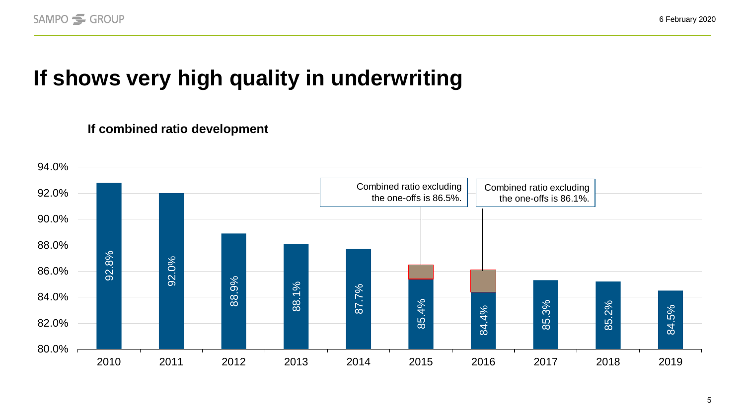# If shows very high quality in underwriting

**If combined ratio development**

| Year | Combined ratio |
| --- | --- |
| 2010 | 92.8% |
| 2011 | 92.0% |
| 2012 | 88.9% |
| 2013 | 88.1% |
| 2014 | 87.7% |
| 2015 | 85.4% |
| 2016 | 84.4% |
| 2017 | 85.3% |
| 2018 | 85.2% |
| 2019 | 84.5% |

2015: Combined ratio excluding the one-offs is 86.5%.

2016: Combined ratio excluding the one-offs is 86.1%.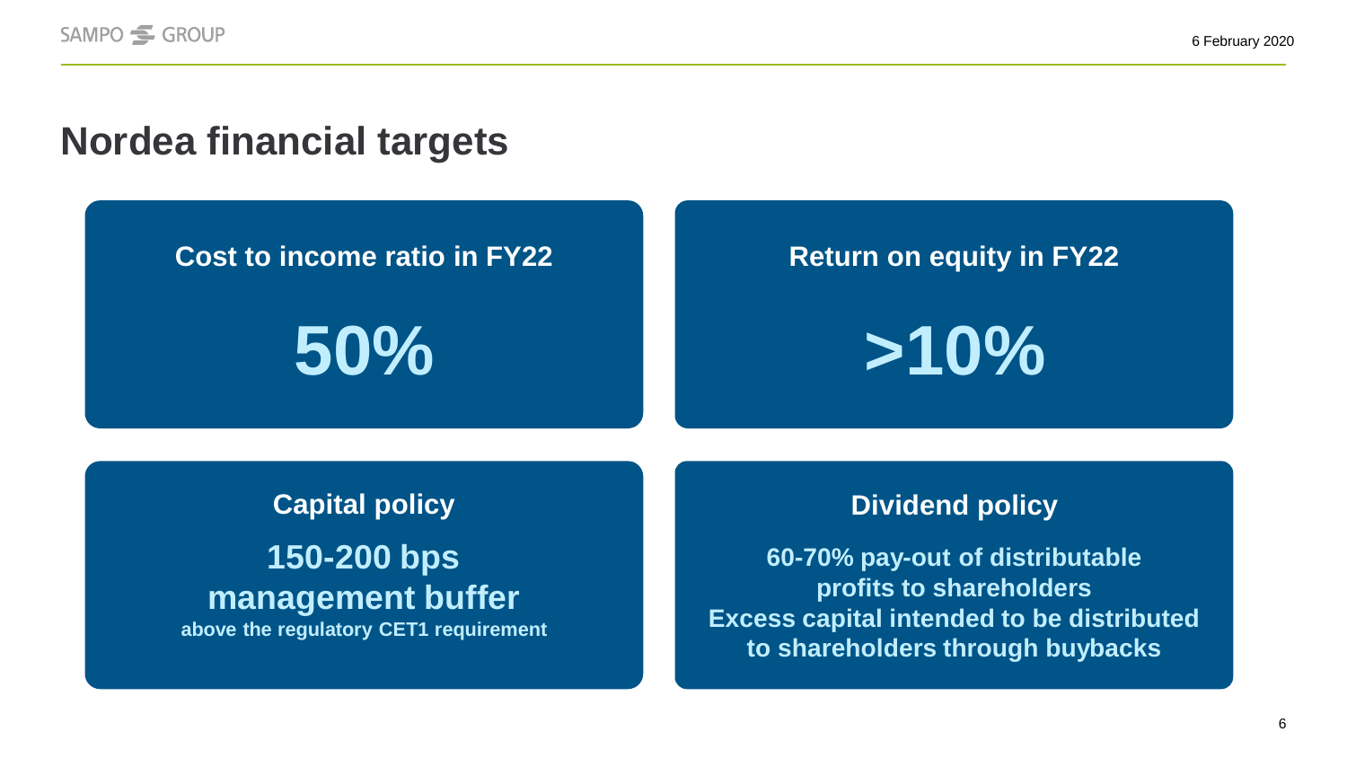# Nordea financial targets

## Cost to income ratio in FY22

**50%**

## Return on equity in FY22

**>10%**

## Capital policy

**150-200 bps management buffer**

above the regulatory CET1 requirement

## Dividend policy

60-70% pay-out of distributable profits to shareholders

Excess capital intended to be distributed to shareholders through buybacks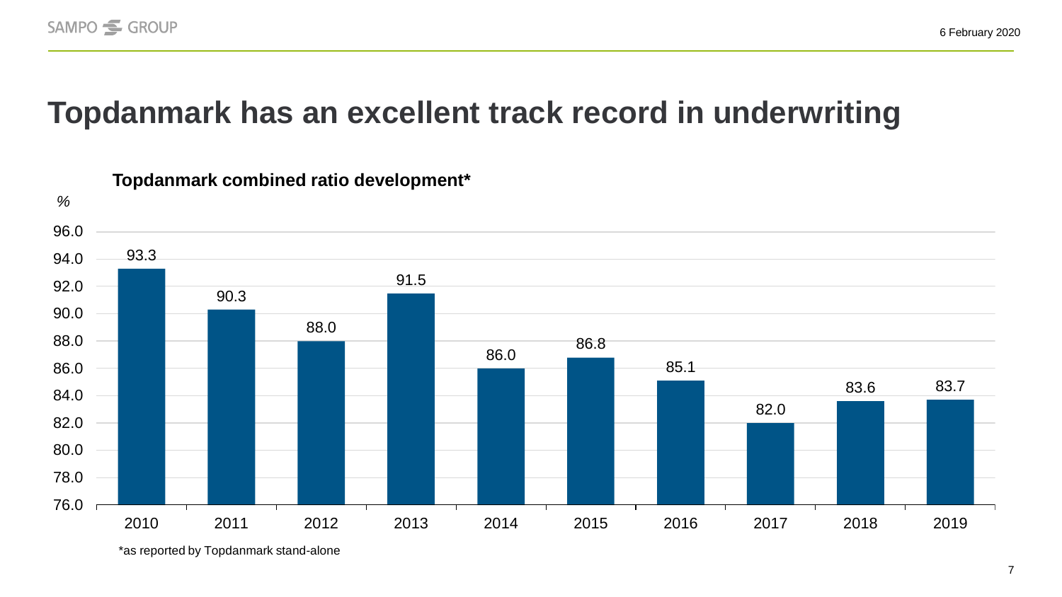# Topdanmark has an excellent track record in underwriting

**Topdanmark combined ratio development***

| Year | Combined ratio (%) |
|---|---|
| 2010 | 93.3 |
| 2011 | 90.3 |
| 2012 | 88.0 |
| 2013 | 91.5 |
| 2014 | 86.0 |
| 2015 | 86.8 |
| 2016 | 85.1 |
| 2017 | 82.0 |
| 2018 | 83.6 |
| 2019 | 83.7 |

*as reported by Topdanmark stand-alone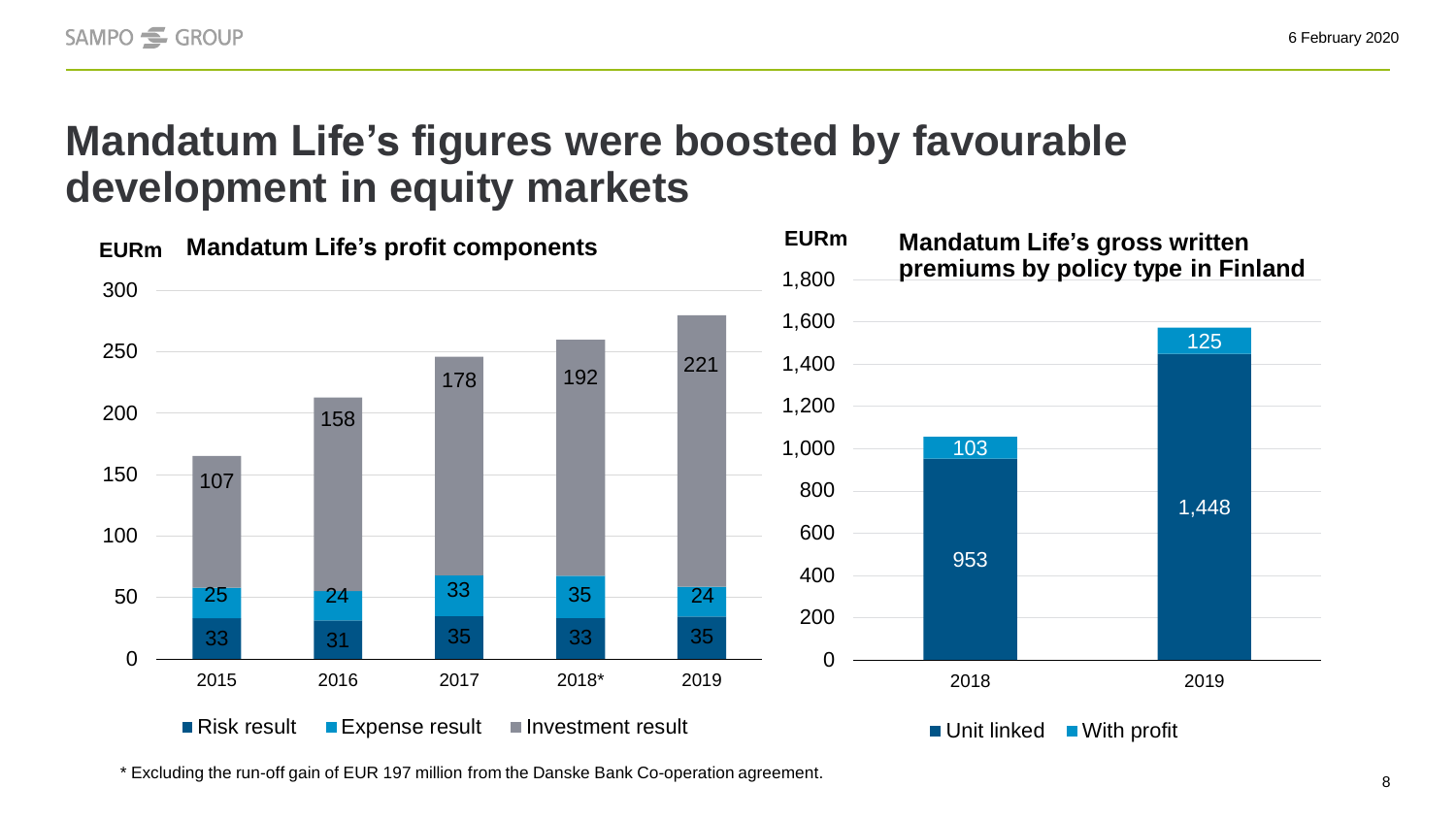# Mandatum Life's figures were boosted by favourable development in equity markets

## Mandatum Life's profit components

EURm

| | 2015 | 2016 | 2017 | 2018* | 2019 |
|---|---|---|---|---|---|
| Risk result | 33 | 31 | 35 | 33 | 35 |
| Expense result | 25 | 24 | 33 | 35 | 24 |
| Investment result | 107 | 158 | 178 | 192 | 221 |

\* Excluding the run-off gain of EUR 197 million from the Danske Bank Co-operation agreement.

## Mandatum Life's gross written premiums by policy type in Finland

EURm

| | 2018 | 2019 |
|---|---|---|
| Unit linked | 953 | 1,448 |
| With profit | 103 | 125 |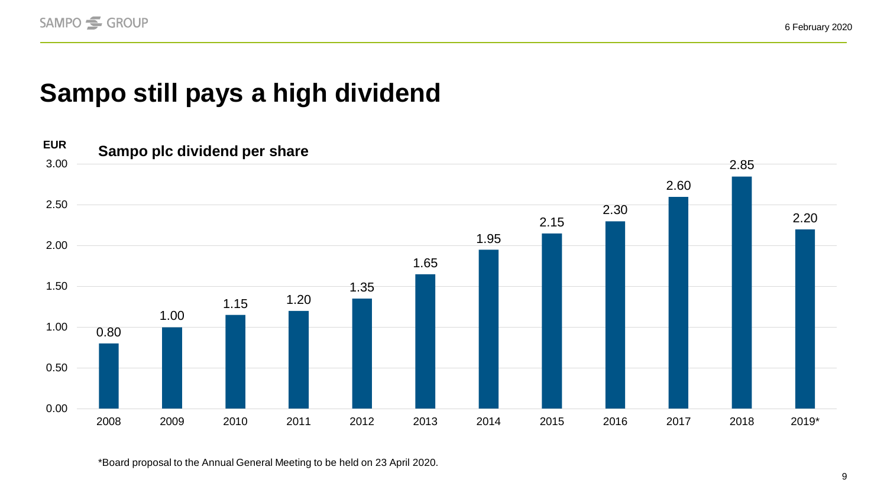# Sampo still pays a high dividend

**Sampo plc dividend per share**

| Year | EUR |
|---|---|
| 2008 | 0.80 |
| 2009 | 1.00 |
| 2010 | 1.15 |
| 2011 | 1.20 |
| 2012 | 1.35 |
| 2013 | 1.65 |
| 2014 | 1.95 |
| 2015 | 2.15 |
| 2016 | 2.30 |
| 2017 | 2.60 |
| 2018 | 2.85 |
| 2019* | 2.20 |

*Board proposal to the Annual General Meeting to be held on 23 April 2020.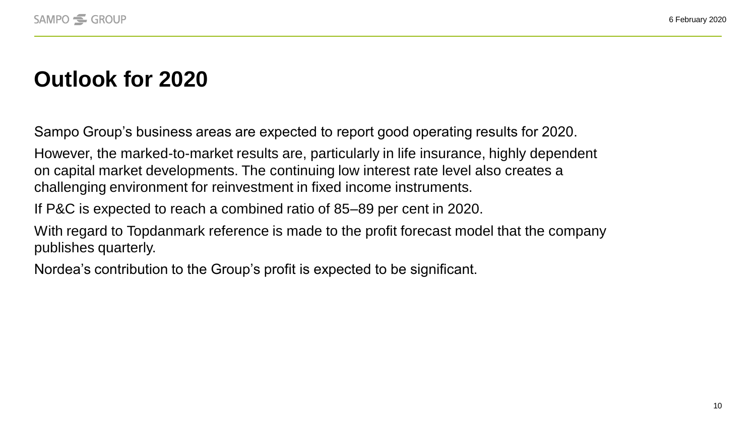# Outlook for 2020

Sampo Group's business areas are expected to report good operating results for 2020.

However, the marked-to-market results are, particularly in life insurance, highly dependent on capital market developments. The continuing low interest rate level also creates a challenging environment for reinvestment in fixed income instruments.

If P&C is expected to reach a combined ratio of 85–89 per cent in 2020.

With regard to Topdanmark reference is made to the profit forecast model that the company publishes quarterly.

Nordea's contribution to the Group's profit is expected to be significant.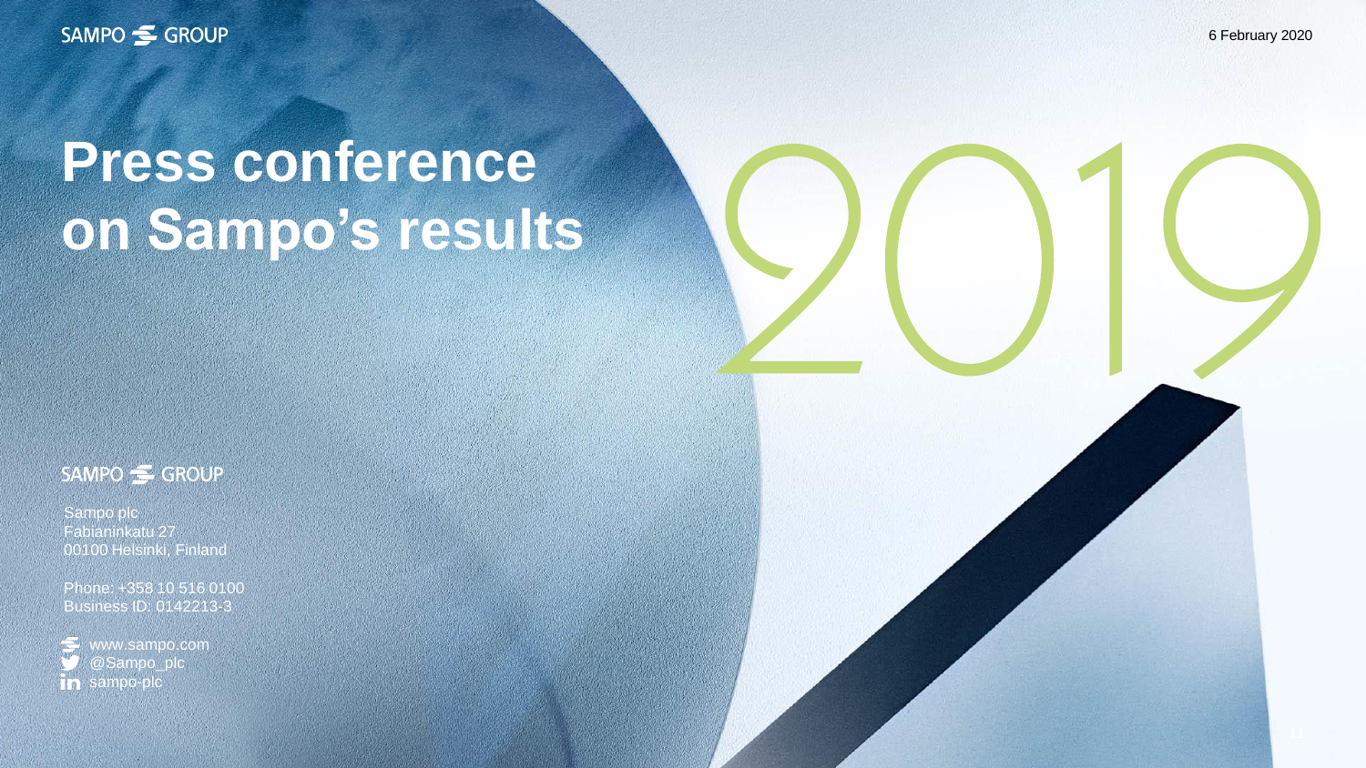SAMPO GROUP

6 February 2020

# Press conference on Sampo's results

2019

SAMPO GROUP

Sampo plc
Fabianinkatu 27
00100 Helsinki, Finland

Phone: +358 10 516 0100
Business ID: 0142213-3

www.sampo.com
@Sampo_plc
sampo-plc